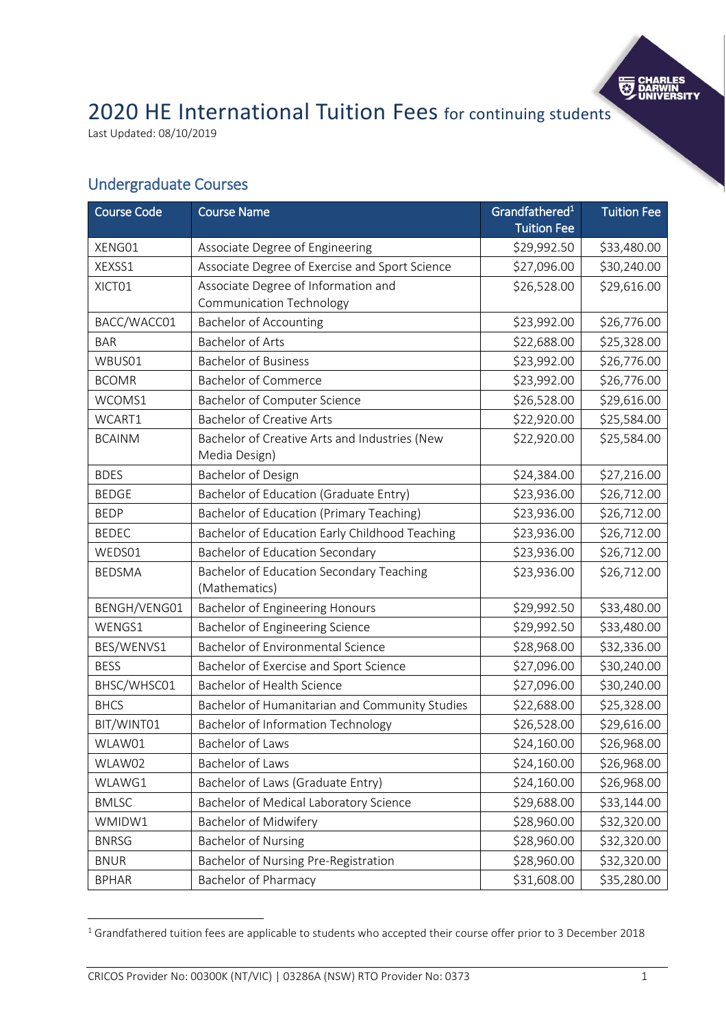# 2020 HE International Tuition Fees for continuing students

Last Updated: 08/10/2019

## Undergraduate Courses

| Course Code | Course Name | Grandfathered[1] Tuition Fee | Tuition Fee |
|---|---|---|---|
| XENG01 | Associate Degree of Engineering | $29,992.50 | $33,480.00 |
| XEXSS1 | Associate Degree of Exercise and Sport Science | $27,096.00 | $30,240.00 |
| XICT01 | Associate Degree of Information and Communication Technology | $26,528.00 | $29,616.00 |
| BACC/WACC01 | Bachelor of Accounting | $23,992.00 | $26,776.00 |
| BAR | Bachelor of Arts | $22,688.00 | $25,328.00 |
| WBUS01 | Bachelor of Business | $23,992.00 | $26,776.00 |
| BCOMR | Bachelor of Commerce | $23,992.00 | $26,776.00 |
| WCOMS1 | Bachelor of Computer Science | $26,528.00 | $29,616.00 |
| WCART1 | Bachelor of Creative Arts | $22,920.00 | $25,584.00 |
| BCAINM | Bachelor of Creative Arts and Industries (New Media Design) | $22,920.00 | $25,584.00 |
| BDES | Bachelor of Design | $24,384.00 | $27,216.00 |
| BEDGE | Bachelor of Education (Graduate Entry) | $23,936.00 | $26,712.00 |
| BEDP | Bachelor of Education (Primary Teaching) | $23,936.00 | $26,712.00 |
| BEDEC | Bachelor of Education Early Childhood Teaching | $23,936.00 | $26,712.00 |
| WEDS01 | Bachelor of Education Secondary | $23,936.00 | $26,712.00 |
| BEDSMA | Bachelor of Education Secondary Teaching (Mathematics) | $23,936.00 | $26,712.00 |
| BENGH/VENG01 | Bachelor of Engineering Honours | $29,992.50 | $33,480.00 |
| WENGS1 | Bachelor of Engineering Science | $29,992.50 | $33,480.00 |
| BES/WENVS1 | Bachelor of Environmental Science | $28,968.00 | $32,336.00 |
| BESS | Bachelor of Exercise and Sport Science | $27,096.00 | $30,240.00 |
| BHSC/WHSC01 | Bachelor of Health Science | $27,096.00 | $30,240.00 |
| BHCS | Bachelor of Humanitarian and Community Studies | $22,688.00 | $25,328.00 |
| BIT/WINT01 | Bachelor of Information Technology | $26,528.00 | $29,616.00 |
| WLAW01 | Bachelor of Laws | $24,160.00 | $26,968.00 |
| WLAW02 | Bachelor of Laws | $24,160.00 | $26,968.00 |
| WLAWG1 | Bachelor of Laws (Graduate Entry) | $24,160.00 | $26,968.00 |
| BMLSC | Bachelor of Medical Laboratory Science | $29,688.00 | $33,144.00 |
| WMIDW1 | Bachelor of Midwifery | $28,960.00 | $32,320.00 |
| BNRSG | Bachelor of Nursing | $28,960.00 | $32,320.00 |
| BNUR | Bachelor of Nursing Pre-Registration | $28,960.00 | $32,320.00 |
| BPHAR | Bachelor of Pharmacy | $31,608.00 | $35,280.00 |

[1] Grandfathered tuition fees are applicable to students who accepted their course offer prior to 3 December 2018

CRICOS Provider No: 00300K (NT/VIC) | 03286A (NSW) RTO Provider No: 0373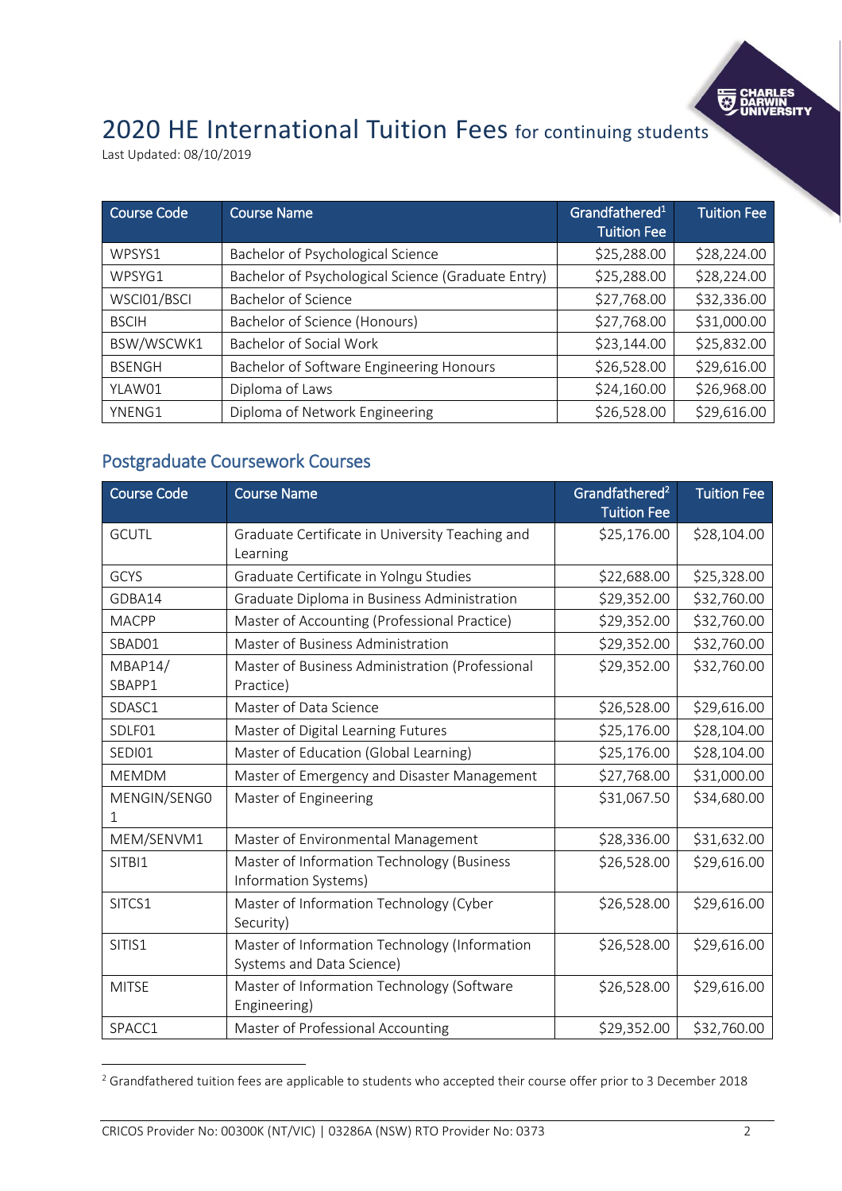# 2020 HE International Tuition Fees for continuing students

Last Updated: 08/10/2019

| Course Code | Course Name | Grandfathered[1] Tuition Fee | Tuition Fee |
|---|---|---|---|
| WPSYS1 | Bachelor of Psychological Science | $25,288.00 | $28,224.00 |
| WPSYG1 | Bachelor of Psychological Science (Graduate Entry) | $25,288.00 | $28,224.00 |
| WSCI01/BSCI | Bachelor of Science | $27,768.00 | $32,336.00 |
| BSCIH | Bachelor of Science (Honours) | $27,768.00 | $31,000.00 |
| BSW/WSCWK1 | Bachelor of Social Work | $23,144.00 | $25,832.00 |
| BSENGH | Bachelor of Software Engineering Honours | $26,528.00 | $29,616.00 |
| YLAW01 | Diploma of Laws | $24,160.00 | $26,968.00 |
| YNENG1 | Diploma of Network Engineering | $26,528.00 | $29,616.00 |

## Postgraduate Coursework Courses

| Course Code | Course Name | Grandfathered[2] Tuition Fee | Tuition Fee |
|---|---|---|---|
| GCUTL | Graduate Certificate in University Teaching and Learning | $25,176.00 | $28,104.00 |
| GCYS | Graduate Certificate in Yolngu Studies | $22,688.00 | $25,328.00 |
| GDBA14 | Graduate Diploma in Business Administration | $29,352.00 | $32,760.00 |
| MACPP | Master of Accounting (Professional Practice) | $29,352.00 | $32,760.00 |
| SBAD01 | Master of Business Administration | $29,352.00 | $32,760.00 |
| MBAP14/ SBAPP1 | Master of Business Administration (Professional Practice) | $29,352.00 | $32,760.00 |
| SDASC1 | Master of Data Science | $26,528.00 | $29,616.00 |
| SDLF01 | Master of Digital Learning Futures | $25,176.00 | $28,104.00 |
| SEDI01 | Master of Education (Global Learning) | $25,176.00 | $28,104.00 |
| MEMDM | Master of Emergency and Disaster Management | $27,768.00 | $31,000.00 |
| MENGIN/SENG01 | Master of Engineering | $31,067.50 | $34,680.00 |
| MEM/SENVM1 | Master of Environmental Management | $28,336.00 | $31,632.00 |
| SITBI1 | Master of Information Technology (Business Information Systems) | $26,528.00 | $29,616.00 |
| SITCS1 | Master of Information Technology (Cyber Security) | $26,528.00 | $29,616.00 |
| SITIS1 | Master of Information Technology (Information Systems and Data Science) | $26,528.00 | $29,616.00 |
| MITSE | Master of Information Technology (Software Engineering) | $26,528.00 | $29,616.00 |
| SPACC1 | Master of Professional Accounting | $29,352.00 | $32,760.00 |

[2] Grandfathered tuition fees are applicable to students who accepted their course offer prior to 3 December 2018

CRICOS Provider No: 00300K (NT/VIC) | 03286A (NSW) RTO Provider No: 0373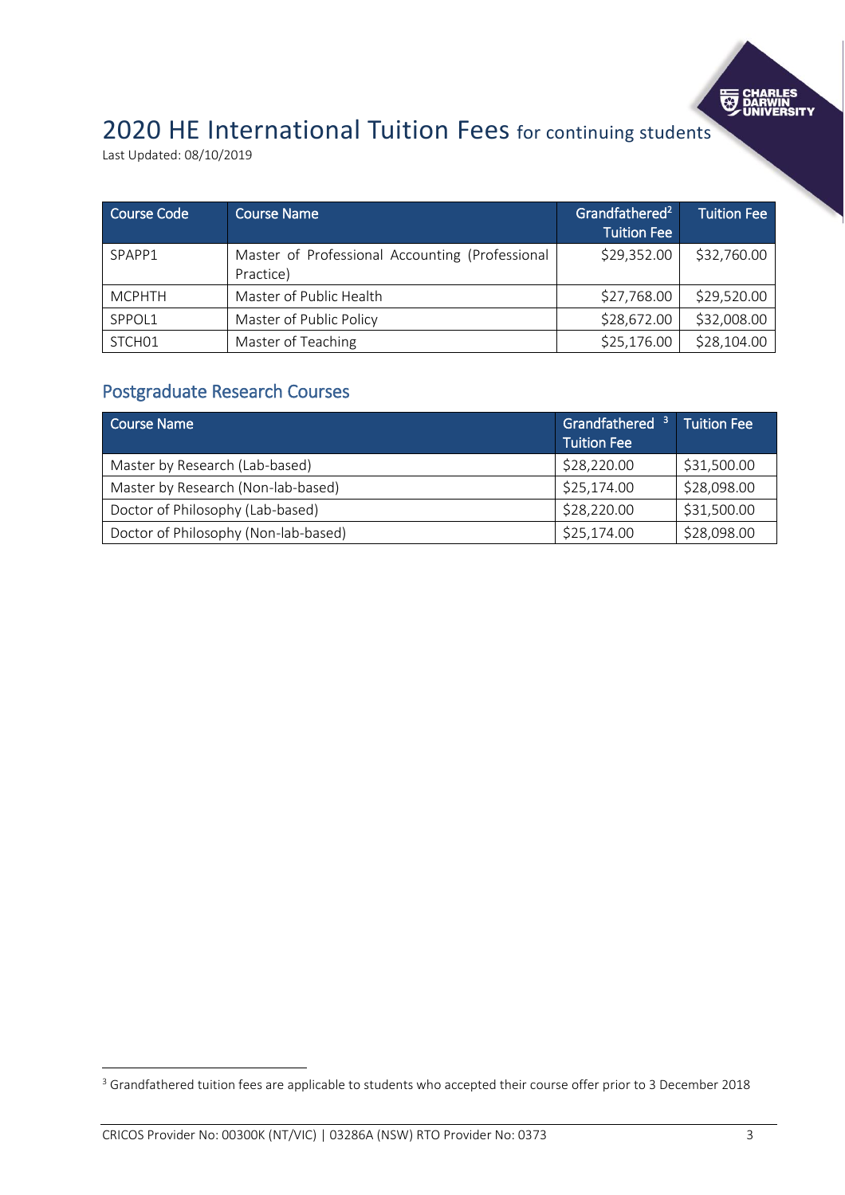# 2020 HE International Tuition Fees for continuing students

Last Updated: 08/10/2019

| Course Code | Course Name | Grandfathered[2] Tuition Fee | Tuition Fee |
| --- | --- | --- | --- |
| SPAPP1 | Master of Professional Accounting (Professional Practice) | $29,352.00 | $32,760.00 |
| MCPHTH | Master of Public Health | $27,768.00 | $29,520.00 |
| SPPOL1 | Master of Public Policy | $28,672.00 | $32,008.00 |
| STCH01 | Master of Teaching | $25,176.00 | $28,104.00 |

## Postgraduate Research Courses

| Course Name | Grandfathered [3] Tuition Fee | Tuition Fee |
| --- | --- | --- |
| Master by Research (Lab-based) | $28,220.00 | $31,500.00 |
| Master by Research (Non-lab-based) | $25,174.00 | $28,098.00 |
| Doctor of Philosophy (Lab-based) | $28,220.00 | $31,500.00 |
| Doctor of Philosophy (Non-lab-based) | $25,174.00 | $28,098.00 |

[3] Grandfathered tuition fees are applicable to students who accepted their course offer prior to 3 December 2018

CRICOS Provider No: 00300K (NT/VIC) | 03286A (NSW) RTO Provider No: 0373